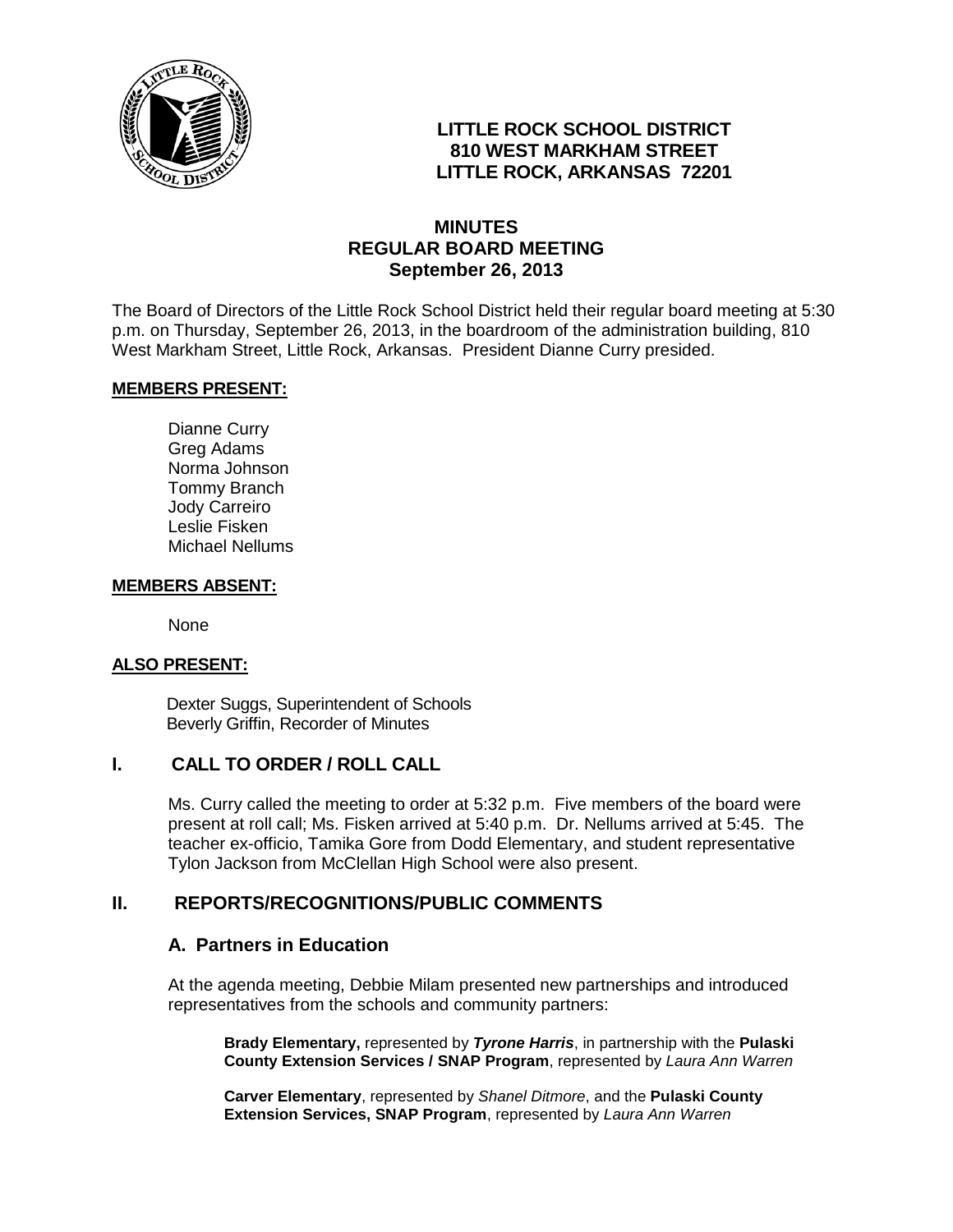# LITTLE ROCK SCHOOL DISTRICT
**810 WEST MARKHAM STREET**
**LITTLE ROCK, ARKANSAS 72201**

## MINUTES
## REGULAR BOARD MEETING
## September 26, 2013

The Board of Directors of the Little Rock School District held their regular board meeting at 5:30 p.m. on Thursday, September 26, 2013, in the boardroom of the administration building, 810 West Markham Street, Little Rock, Arkansas. President Dianne Curry presided.

**MEMBERS PRESENT:**

Dianne Curry
Greg Adams
Norma Johnson
Tommy Branch
Jody Carreiro
Leslie Fisken
Michael Nellums

**MEMBERS ABSENT:**

None

**ALSO PRESENT:**

Dexter Suggs, Superintendent of Schools
Beverly Griffin, Recorder of Minutes

## I. CALL TO ORDER / ROLL CALL

Ms. Curry called the meeting to order at 5:32 p.m. Five members of the board were present at roll call; Ms. Fisken arrived at 5:40 p.m. Dr. Nellums arrived at 5:45. The teacher ex-officio, Tamika Gore from Dodd Elementary, and student representative Tylon Jackson from McClellan High School were also present.

## II. REPORTS/RECOGNITIONS/PUBLIC COMMENTS

### A. Partners in Education

At the agenda meeting, Debbie Milam presented new partnerships and introduced representatives from the schools and community partners:

**Brady Elementary,** represented by ***Tyrone Harris***, in partnership with the **Pulaski County Extension Services / SNAP Program**, represented by *Laura Ann Warren*

**Carver Elementary**, represented by *Shanel Ditmore*, and the **Pulaski County Extension Services, SNAP Program**, represented by *Laura Ann Warren*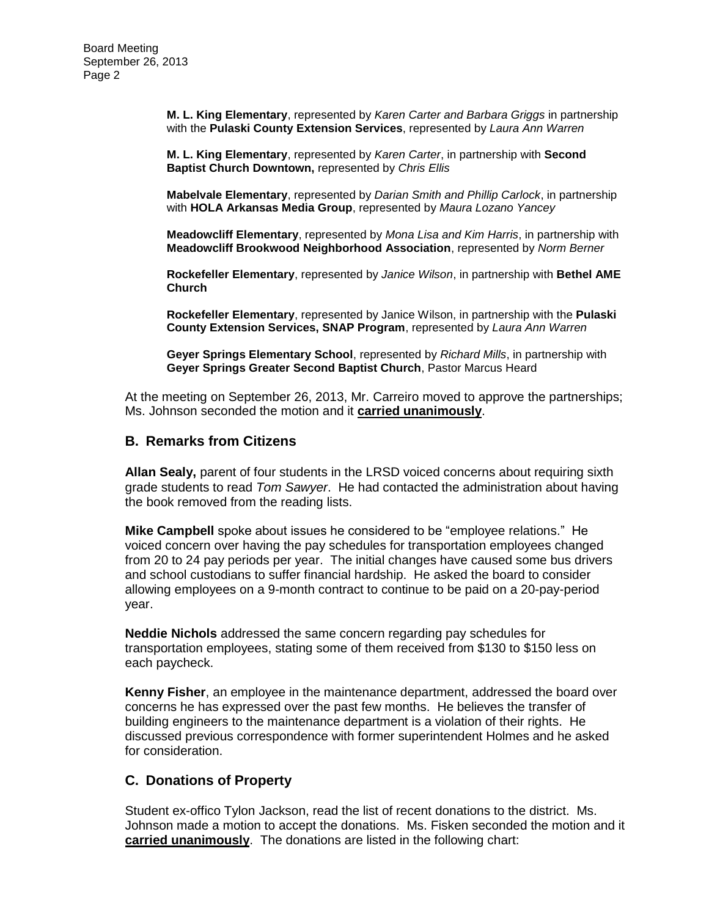**M. L. King Elementary**, represented by *Karen Carter and Barbara Griggs* in partnership with the **Pulaski County Extension Services**, represented by *Laura Ann Warren*

**M. L. King Elementary**, represented by *Karen Carter*, in partnership with **Second Baptist Church Downtown,** represented by *Chris Ellis*

**Mabelvale Elementary**, represented by *Darian Smith and Phillip Carlock*, in partnership with **HOLA Arkansas Media Group**, represented by *Maura Lozano Yancey*

**Meadowcliff Elementary**, represented by *Mona Lisa and Kim Harris*, in partnership with **Meadowcliff Brookwood Neighborhood Association**, represented by *Norm Berner*

**Rockefeller Elementary**, represented by *Janice Wilson*, in partnership with **Bethel AME Church**

**Rockefeller Elementary**, represented by Janice Wilson, in partnership with the **Pulaski County Extension Services, SNAP Program**, represented by *Laura Ann Warren*

**Geyer Springs Elementary School**, represented by *Richard Mills*, in partnership with **Geyer Springs Greater Second Baptist Church**, Pastor Marcus Heard

At the meeting on September 26, 2013, Mr. Carreiro moved to approve the partnerships; Ms. Johnson seconded the motion and it **carried unanimously**.

## B. Remarks from Citizens

**Allan Sealy,** parent of four students in the LRSD voiced concerns about requiring sixth grade students to read *Tom Sawyer*. He had contacted the administration about having the book removed from the reading lists.

**Mike Campbell** spoke about issues he considered to be "employee relations." He voiced concern over having the pay schedules for transportation employees changed from 20 to 24 pay periods per year. The initial changes have caused some bus drivers and school custodians to suffer financial hardship. He asked the board to consider allowing employees on a 9-month contract to continue to be paid on a 20-pay-period year.

**Neddie Nichols** addressed the same concern regarding pay schedules for transportation employees, stating some of them received from $130 to $150 less on each paycheck.

**Kenny Fisher**, an employee in the maintenance department, addressed the board over concerns he has expressed over the past few months. He believes the transfer of building engineers to the maintenance department is a violation of their rights. He discussed previous correspondence with former superintendent Holmes and he asked for consideration.

## C. Donations of Property

Student ex-offico Tylon Jackson, read the list of recent donations to the district. Ms. Johnson made a motion to accept the donations. Ms. Fisken seconded the motion and it **carried unanimously**. The donations are listed in the following chart: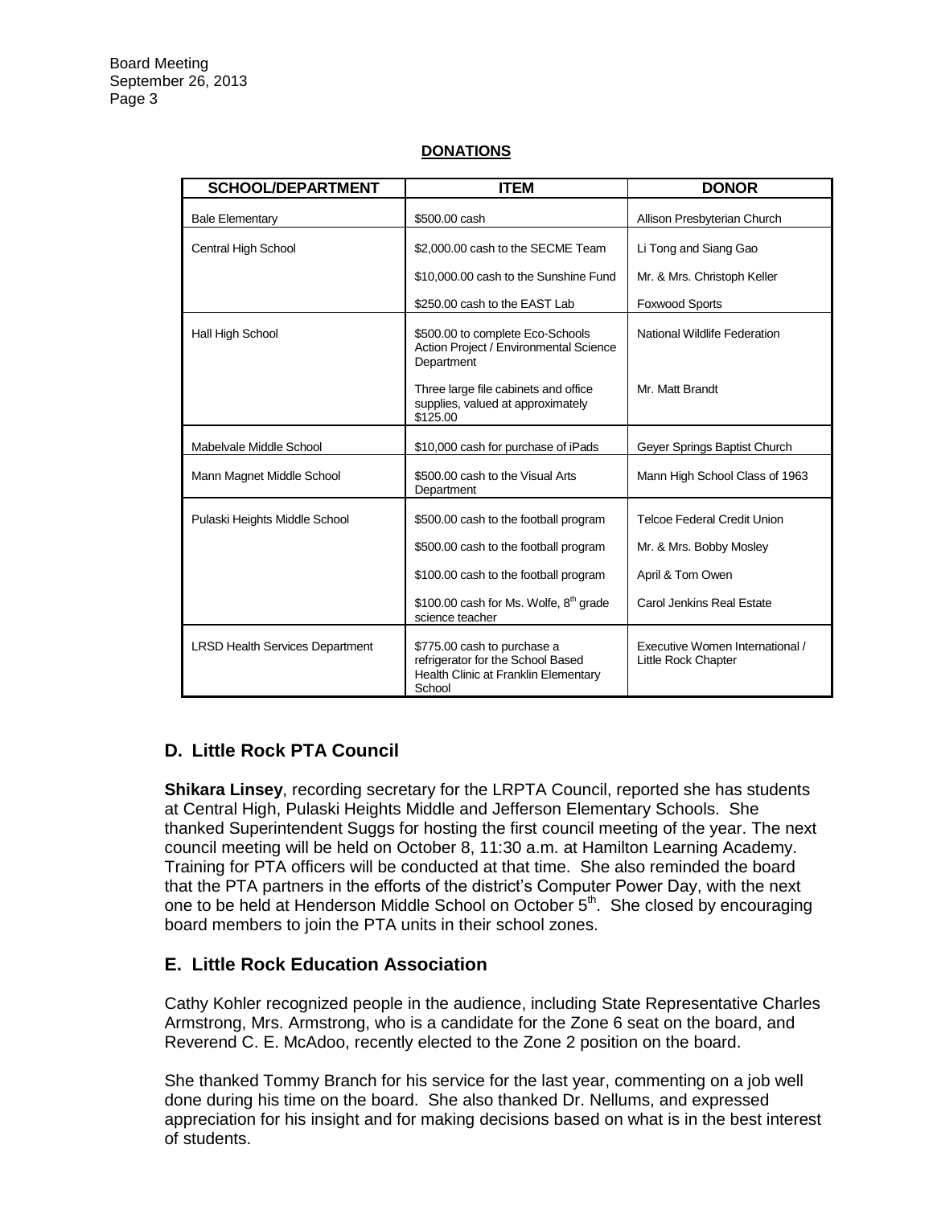## DONATIONS

| SCHOOL/DEPARTMENT | ITEM | DONOR |
|---|---|---|
| Bale Elementary | $500.00 cash | Allison Presbyterian Church |
| Central High School | $2,000.00 cash to the SECME Team | Li Tong and Siang Gao |
| | $10,000.00 cash to the Sunshine Fund | Mr. & Mrs. Christoph Keller |
| | $250.00 cash to the EAST Lab | Foxwood Sports |
| Hall High School | $500.00 to complete Eco-Schools Action Project / Environmental Science Department | National Wildlife Federation |
| | Three large file cabinets and office supplies, valued at approximately $125.00 | Mr. Matt Brandt |
| Mabelvale Middle School | $10,000 cash for purchase of iPads | Geyer Springs Baptist Church |
| Mann Magnet Middle School | $500.00 cash to the Visual Arts Department | Mann High School Class of 1963 |
| Pulaski Heights Middle School | $500.00 cash to the football program | Telcoe Federal Credit Union |
| | $500.00 cash to the football program | Mr. & Mrs. Bobby Mosley |
| | $100.00 cash to the football program | April & Tom Owen |
| | $100.00 cash for Ms. Wolfe, 8th grade science teacher | Carol Jenkins Real Estate |
| LRSD Health Services Department | $775.00 cash to purchase a refrigerator for the School Based Health Clinic at Franklin Elementary School | Executive Women International / Little Rock Chapter |

## D. Little Rock PTA Council

**Shikara Linsey**, recording secretary for the LRPTA Council, reported she has students at Central High, Pulaski Heights Middle and Jefferson Elementary Schools. She thanked Superintendent Suggs for hosting the first council meeting of the year. The next council meeting will be held on October 8, 11:30 a.m. at Hamilton Learning Academy. Training for PTA officers will be conducted at that time. She also reminded the board that the PTA partners in the efforts of the district's Computer Power Day, with the next one to be held at Henderson Middle School on October 5th. She closed by encouraging board members to join the PTA units in their school zones.

## E. Little Rock Education Association

Cathy Kohler recognized people in the audience, including State Representative Charles Armstrong, Mrs. Armstrong, who is a candidate for the Zone 6 seat on the board, and Reverend C. E. McAdoo, recently elected to the Zone 2 position on the board.

She thanked Tommy Branch for his service for the last year, commenting on a job well done during his time on the board. She also thanked Dr. Nellums, and expressed appreciation for his insight and for making decisions based on what is in the best interest of students.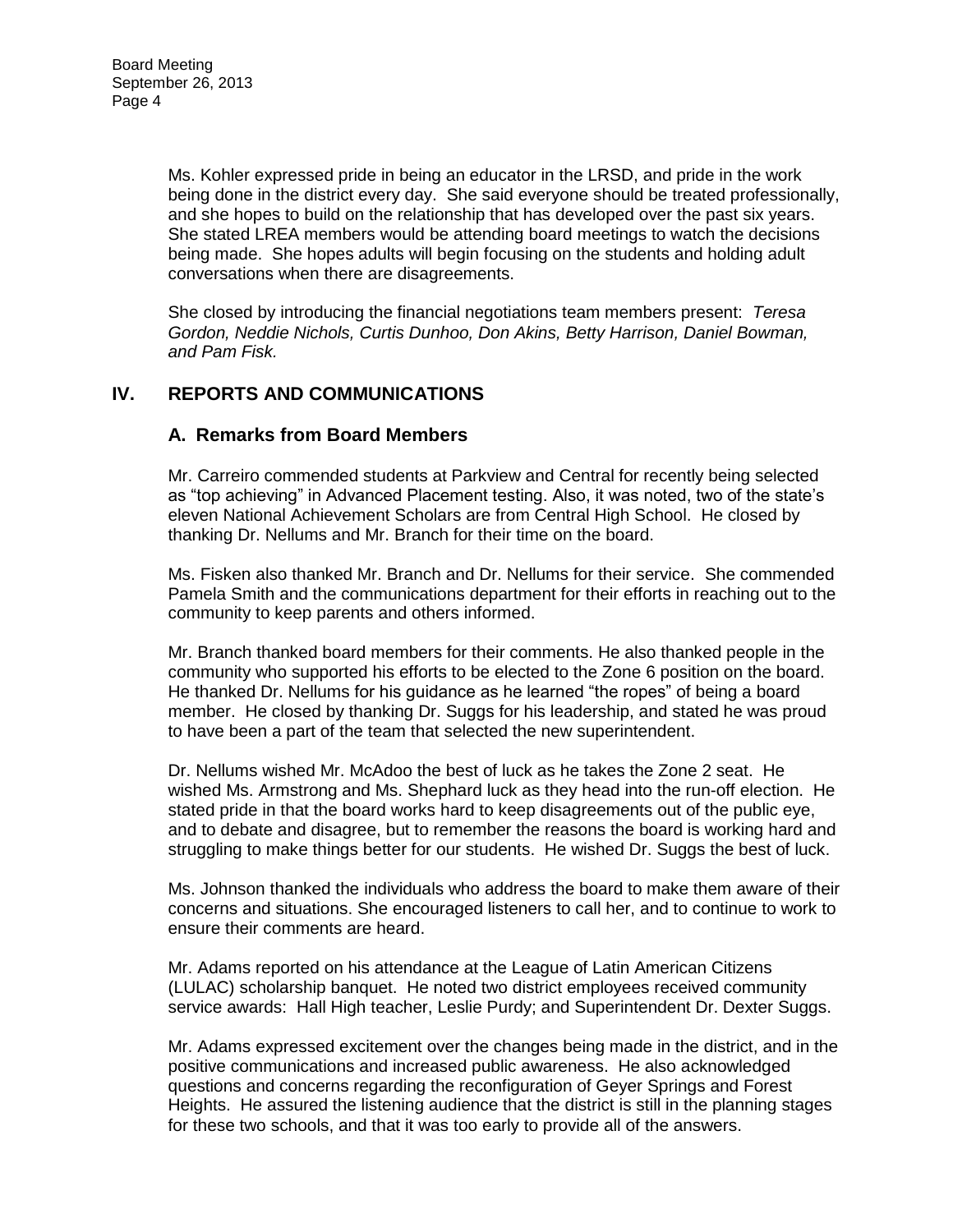Ms. Kohler expressed pride in being an educator in the LRSD, and pride in the work being done in the district every day. She said everyone should be treated professionally, and she hopes to build on the relationship that has developed over the past six years. She stated LREA members would be attending board meetings to watch the decisions being made. She hopes adults will begin focusing on the students and holding adult conversations when there are disagreements.

She closed by introducing the financial negotiations team members present: *Teresa Gordon, Neddie Nichols, Curtis Dunhoo, Don Akins, Betty Harrison, Daniel Bowman, and Pam Fisk.*

## IV. REPORTS AND COMMUNICATIONS

### A. Remarks from Board Members

Mr. Carreiro commended students at Parkview and Central for recently being selected as "top achieving" in Advanced Placement testing. Also, it was noted, two of the state's eleven National Achievement Scholars are from Central High School. He closed by thanking Dr. Nellums and Mr. Branch for their time on the board.

Ms. Fisken also thanked Mr. Branch and Dr. Nellums for their service. She commended Pamela Smith and the communications department for their efforts in reaching out to the community to keep parents and others informed.

Mr. Branch thanked board members for their comments. He also thanked people in the community who supported his efforts to be elected to the Zone 6 position on the board. He thanked Dr. Nellums for his guidance as he learned "the ropes" of being a board member. He closed by thanking Dr. Suggs for his leadership, and stated he was proud to have been a part of the team that selected the new superintendent.

Dr. Nellums wished Mr. McAdoo the best of luck as he takes the Zone 2 seat. He wished Ms. Armstrong and Ms. Shephard luck as they head into the run-off election. He stated pride in that the board works hard to keep disagreements out of the public eye, and to debate and disagree, but to remember the reasons the board is working hard and struggling to make things better for our students. He wished Dr. Suggs the best of luck.

Ms. Johnson thanked the individuals who address the board to make them aware of their concerns and situations. She encouraged listeners to call her, and to continue to work to ensure their comments are heard.

Mr. Adams reported on his attendance at the League of Latin American Citizens (LULAC) scholarship banquet. He noted two district employees received community service awards: Hall High teacher, Leslie Purdy; and Superintendent Dr. Dexter Suggs.

Mr. Adams expressed excitement over the changes being made in the district, and in the positive communications and increased public awareness. He also acknowledged questions and concerns regarding the reconfiguration of Geyer Springs and Forest Heights. He assured the listening audience that the district is still in the planning stages for these two schools, and that it was too early to provide all of the answers.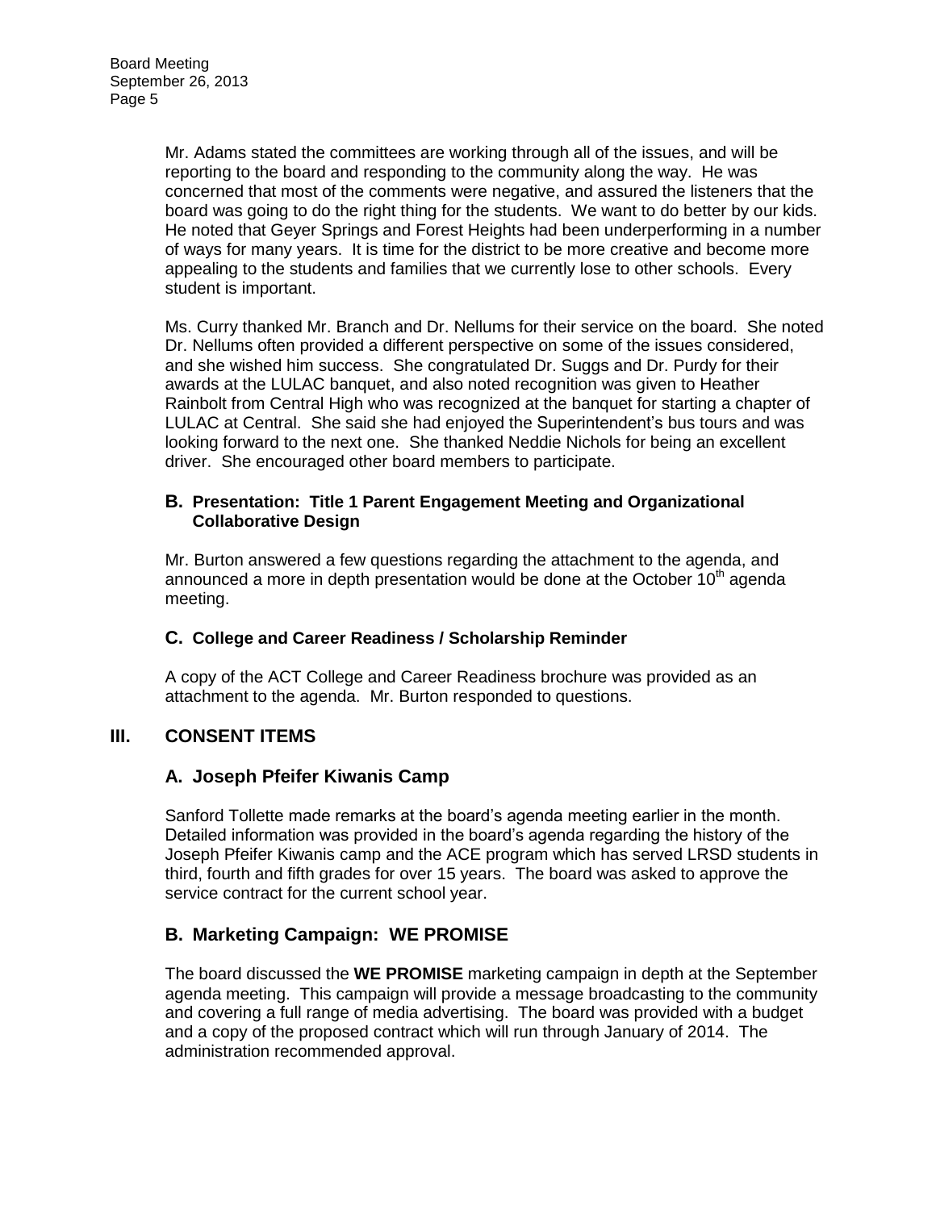Mr. Adams stated the committees are working through all of the issues, and will be reporting to the board and responding to the community along the way. He was concerned that most of the comments were negative, and assured the listeners that the board was going to do the right thing for the students. We want to do better by our kids. He noted that Geyer Springs and Forest Heights had been underperforming in a number of ways for many years. It is time for the district to be more creative and become more appealing to the students and families that we currently lose to other schools. Every student is important.

Ms. Curry thanked Mr. Branch and Dr. Nellums for their service on the board. She noted Dr. Nellums often provided a different perspective on some of the issues considered, and she wished him success. She congratulated Dr. Suggs and Dr. Purdy for their awards at the LULAC banquet, and also noted recognition was given to Heather Rainbolt from Central High who was recognized at the banquet for starting a chapter of LULAC at Central. She said she had enjoyed the Superintendent's bus tours and was looking forward to the next one. She thanked Neddie Nichols for being an excellent driver. She encouraged other board members to participate.

### B. Presentation: Title 1 Parent Engagement Meeting and Organizational Collaborative Design

Mr. Burton answered a few questions regarding the attachment to the agenda, and announced a more in depth presentation would be done at the October 10th agenda meeting.

### C. College and Career Readiness / Scholarship Reminder

A copy of the ACT College and Career Readiness brochure was provided as an attachment to the agenda. Mr. Burton responded to questions.

## III. CONSENT ITEMS

### A. Joseph Pfeifer Kiwanis Camp

Sanford Tollette made remarks at the board's agenda meeting earlier in the month. Detailed information was provided in the board's agenda regarding the history of the Joseph Pfeifer Kiwanis camp and the ACE program which has served LRSD students in third, fourth and fifth grades for over 15 years. The board was asked to approve the service contract for the current school year.

### B. Marketing Campaign: WE PROMISE

The board discussed the **WE PROMISE** marketing campaign in depth at the September agenda meeting. This campaign will provide a message broadcasting to the community and covering a full range of media advertising. The board was provided with a budget and a copy of the proposed contract which will run through January of 2014. The administration recommended approval.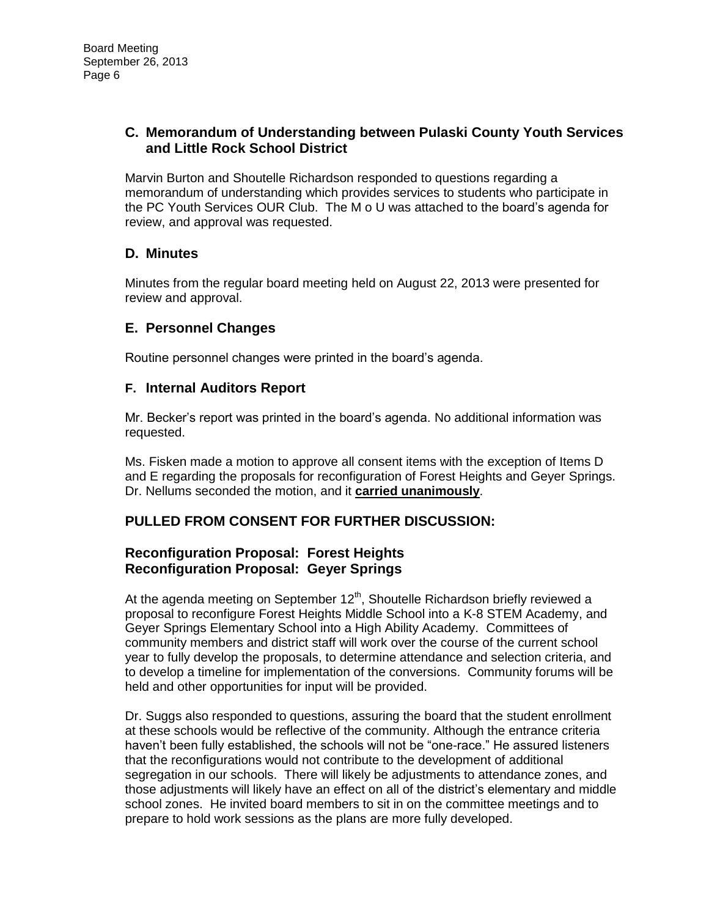### C. Memorandum of Understanding between Pulaski County Youth Services and Little Rock School District

Marvin Burton and Shoutelle Richardson responded to questions regarding a memorandum of understanding which provides services to students who participate in the PC Youth Services OUR Club. The M o U was attached to the board's agenda for review, and approval was requested.

### D. Minutes

Minutes from the regular board meeting held on August 22, 2013 were presented for review and approval.

### E. Personnel Changes

Routine personnel changes were printed in the board's agenda.

### F. Internal Auditors Report

Mr. Becker's report was printed in the board's agenda. No additional information was requested.

Ms. Fisken made a motion to approve all consent items with the exception of Items D and E regarding the proposals for reconfiguration of Forest Heights and Geyer Springs. Dr. Nellums seconded the motion, and it **carried unanimously**.

## PULLED FROM CONSENT FOR FURTHER DISCUSSION:

### Reconfiguration Proposal: Forest Heights
### Reconfiguration Proposal: Geyer Springs

At the agenda meeting on September 12th, Shoutelle Richardson briefly reviewed a proposal to reconfigure Forest Heights Middle School into a K-8 STEM Academy, and Geyer Springs Elementary School into a High Ability Academy. Committees of community members and district staff will work over the course of the current school year to fully develop the proposals, to determine attendance and selection criteria, and to develop a timeline for implementation of the conversions. Community forums will be held and other opportunities for input will be provided.

Dr. Suggs also responded to questions, assuring the board that the student enrollment at these schools would be reflective of the community. Although the entrance criteria haven't been fully established, the schools will not be "one-race." He assured listeners that the reconfigurations would not contribute to the development of additional segregation in our schools. There will likely be adjustments to attendance zones, and those adjustments will likely have an effect on all of the district's elementary and middle school zones. He invited board members to sit in on the committee meetings and to prepare to hold work sessions as the plans are more fully developed.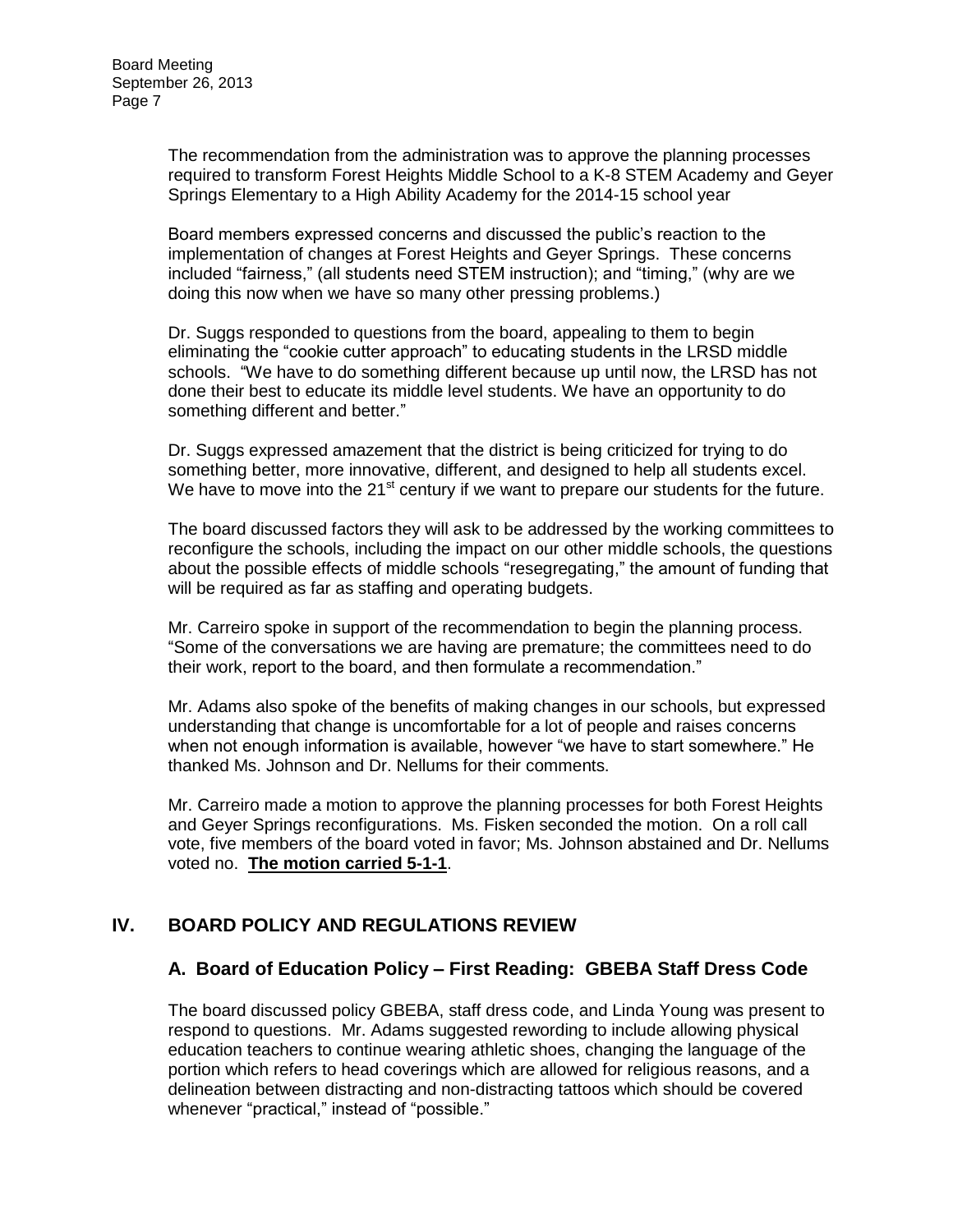The recommendation from the administration was to approve the planning processes required to transform Forest Heights Middle School to a K-8 STEM Academy and Geyer Springs Elementary to a High Ability Academy for the 2014-15 school year

Board members expressed concerns and discussed the public's reaction to the implementation of changes at Forest Heights and Geyer Springs. These concerns included "fairness," (all students need STEM instruction); and "timing," (why are we doing this now when we have so many other pressing problems.)

Dr. Suggs responded to questions from the board, appealing to them to begin eliminating the "cookie cutter approach" to educating students in the LRSD middle schools. "We have to do something different because up until now, the LRSD has not done their best to educate its middle level students. We have an opportunity to do something different and better."

Dr. Suggs expressed amazement that the district is being criticized for trying to do something better, more innovative, different, and designed to help all students excel. We have to move into the 21st century if we want to prepare our students for the future.

The board discussed factors they will ask to be addressed by the working committees to reconfigure the schools, including the impact on our other middle schools, the questions about the possible effects of middle schools "resegregating," the amount of funding that will be required as far as staffing and operating budgets.

Mr. Carreiro spoke in support of the recommendation to begin the planning process. "Some of the conversations we are having are premature; the committees need to do their work, report to the board, and then formulate a recommendation."

Mr. Adams also spoke of the benefits of making changes in our schools, but expressed understanding that change is uncomfortable for a lot of people and raises concerns when not enough information is available, however "we have to start somewhere." He thanked Ms. Johnson and Dr. Nellums for their comments.

Mr. Carreiro made a motion to approve the planning processes for both Forest Heights and Geyer Springs reconfigurations. Ms. Fisken seconded the motion. On a roll call vote, five members of the board voted in favor; Ms. Johnson abstained and Dr. Nellums voted no. **The motion carried 5-1-1**.

## IV. BOARD POLICY AND REGULATIONS REVIEW

### A. Board of Education Policy – First Reading: GBEBA Staff Dress Code

The board discussed policy GBEBA, staff dress code, and Linda Young was present to respond to questions. Mr. Adams suggested rewording to include allowing physical education teachers to continue wearing athletic shoes, changing the language of the portion which refers to head coverings which are allowed for religious reasons, and a delineation between distracting and non-distracting tattoos which should be covered whenever "practical," instead of "possible."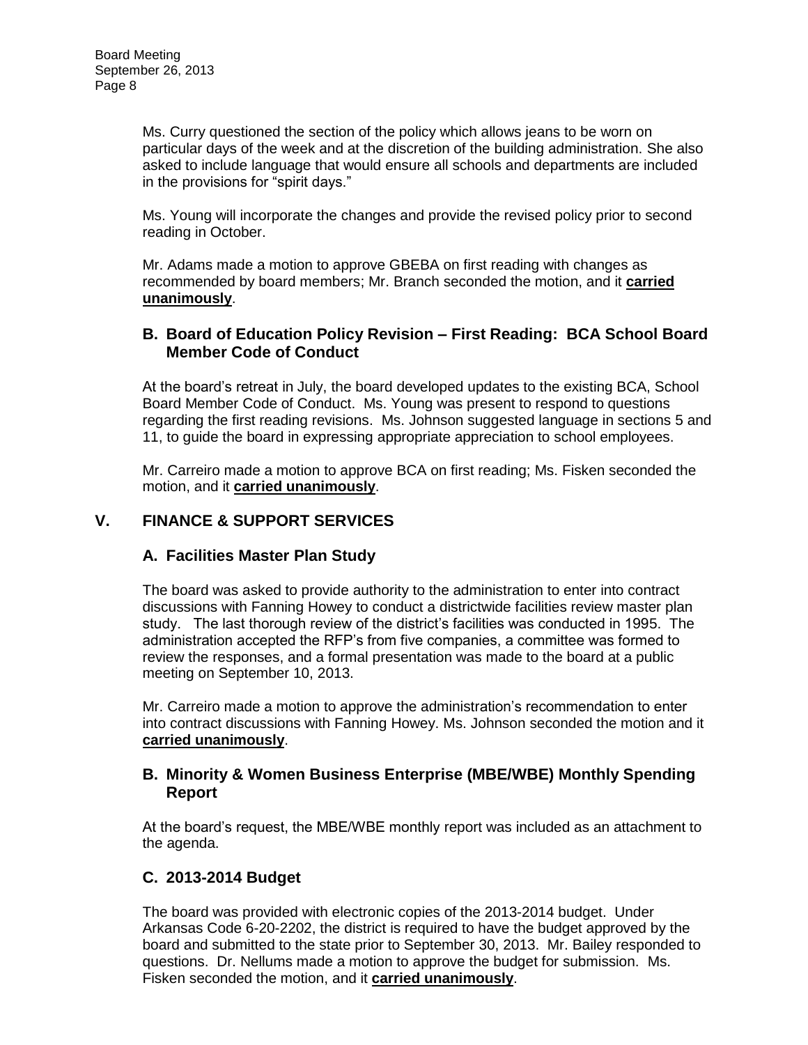Ms. Curry questioned the section of the policy which allows jeans to be worn on particular days of the week and at the discretion of the building administration. She also asked to include language that would ensure all schools and departments are included in the provisions for "spirit days."

Ms. Young will incorporate the changes and provide the revised policy prior to second reading in October.

Mr. Adams made a motion to approve GBEBA on first reading with changes as recommended by board members; Mr. Branch seconded the motion, and it **carried unanimously**.

### B. Board of Education Policy Revision – First Reading: BCA School Board Member Code of Conduct

At the board's retreat in July, the board developed updates to the existing BCA, School Board Member Code of Conduct. Ms. Young was present to respond to questions regarding the first reading revisions. Ms. Johnson suggested language in sections 5 and 11, to guide the board in expressing appropriate appreciation to school employees.

Mr. Carreiro made a motion to approve BCA on first reading; Ms. Fisken seconded the motion, and it **carried unanimously**.

## V. FINANCE & SUPPORT SERVICES

### A. Facilities Master Plan Study

The board was asked to provide authority to the administration to enter into contract discussions with Fanning Howey to conduct a districtwide facilities review master plan study. The last thorough review of the district's facilities was conducted in 1995. The administration accepted the RFP's from five companies, a committee was formed to review the responses, and a formal presentation was made to the board at a public meeting on September 10, 2013.

Mr. Carreiro made a motion to approve the administration's recommendation to enter into contract discussions with Fanning Howey. Ms. Johnson seconded the motion and it **carried unanimously**.

### B. Minority & Women Business Enterprise (MBE/WBE) Monthly Spending Report

At the board's request, the MBE/WBE monthly report was included as an attachment to the agenda.

### C. 2013-2014 Budget

The board was provided with electronic copies of the 2013-2014 budget. Under Arkansas Code 6-20-2202, the district is required to have the budget approved by the board and submitted to the state prior to September 30, 2013. Mr. Bailey responded to questions. Dr. Nellums made a motion to approve the budget for submission. Ms. Fisken seconded the motion, and it **carried unanimously**.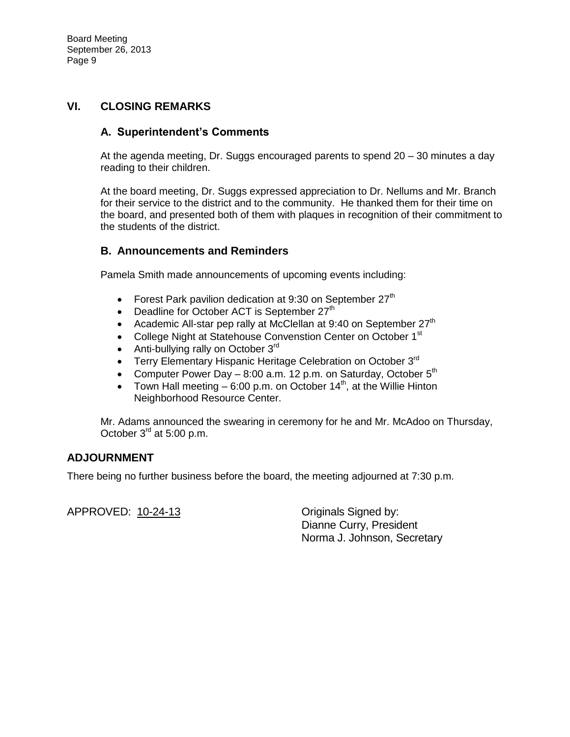## VI. CLOSING REMARKS

### A. Superintendent's Comments

At the agenda meeting, Dr. Suggs encouraged parents to spend 20 – 30 minutes a day reading to their children.

At the board meeting, Dr. Suggs expressed appreciation to Dr. Nellums and Mr. Branch for their service to the district and to the community. He thanked them for their time on the board, and presented both of them with plaques in recognition of their commitment to the students of the district.

### B. Announcements and Reminders

Pamela Smith made announcements of upcoming events including:

- Forest Park pavilion dedication at 9:30 on September 27th
- Deadline for October ACT is September 27th
- Academic All-star pep rally at McClellan at 9:40 on September 27th
- College Night at Statehouse Convenstion Center on October 1st
- Anti-bullying rally on October 3rd
- Terry Elementary Hispanic Heritage Celebration on October 3rd
- Computer Power Day – 8:00 a.m. 12 p.m. on Saturday, October 5th
- Town Hall meeting – 6:00 p.m. on October 14th, at the Willie Hinton Neighborhood Resource Center.

Mr. Adams announced the swearing in ceremony for he and Mr. McAdoo on Thursday, October 3rd at 5:00 p.m.

## ADJOURNMENT

There being no further business before the board, the meeting adjourned at 7:30 p.m.

APPROVED: 10-24-13

Originals Signed by:
Dianne Curry, President
Norma J. Johnson, Secretary